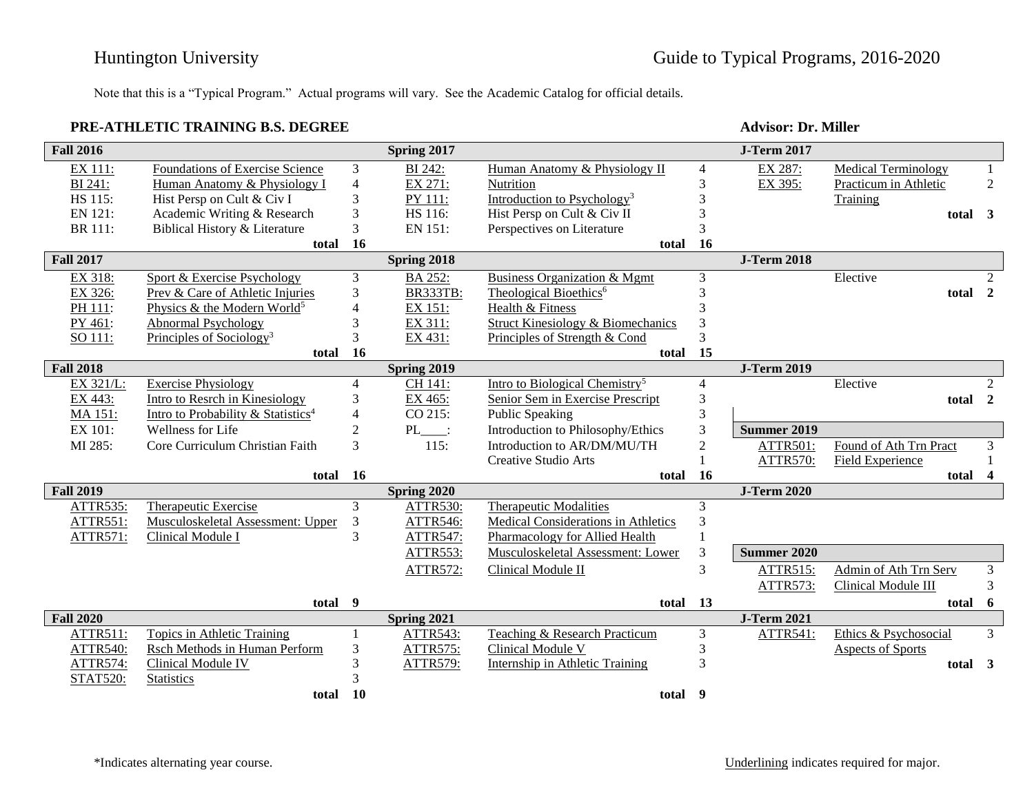Huntington University — Guide to Typical Programs, 2016-2020

Note that this is a "Typical Program." Actual programs will vary. See the Academic Catalog for official details.

## PRE-ATHLETIC TRAINING B.S. DEGREE

**Advisor: Dr. Miller**

| **Fall 2016** | | | **Spring 2017** | | | **J-Term 2017** | | |
|---|---|---|---|---|---|---|---|---|
| EX 111: | Foundations of Exercise Science | 3 | BI 242: | Human Anatomy & Physiology II | 4 | EX 287: | Medical Terminology | 1 |
| BI 241: | Human Anatomy & Physiology I | 4 | EX 271: | Nutrition | 3 | EX 395: | Practicum in Athletic Training | 2 |
| HS 115: | Hist Persp on Cult & Civ I | 3 | PY 111: | Introduction to Psychology[3] | 3 | | **total** | **3** |
| EN 121: | Academic Writing & Research | 3 | HS 116: | Hist Persp on Cult & Civ II | 3 | | | |
| BR 111: | Biblical History & Literature | 3 | EN 151: | Perspectives on Literature | 3 | | | |
| | **total** | **16** | | **total** | **16** | | | |
| **Fall 2017** | | | **Spring 2018** | | | **J-Term 2018** | | |
| EX 318: | Sport & Exercise Psychology | 3 | BA 252: | Business Organization & Mgmt | 3 | | Elective | 2 |
| EX 326: | Prev & Care of Athletic Injuries | 3 | BR333TB: | Theological Bioethics[6] | 3 | | **total** | **2** |
| PH 111: | Physics & the Modern World[5] | 4 | EX 151: | Health & Fitness | 3 | | | |
| PY 461: | Abnormal Psychology | 3 | EX 311: | Struct Kinesiology & Biomechanics | 3 | | | |
| SO 111: | Principles of Sociology[3] | 3 | EX 431: | Principles of Strength & Cond | 3 | | | |
| | **total** | **16** | | **total** | **15** | | | |
| **Fall 2018** | | | **Spring 2019** | | | **J-Term 2019** | | |
| EX 321/L: | Exercise Physiology | 4 | CH 141: | Intro to Biological Chemistry[5] | 4 | | Elective | 2 |
| EX 443: | Intro to Resrch in Kinesiology | 3 | EX 465: | Senior Sem in Exercise Prescript | 3 | | **total** | **2** |
| MA 151: | Intro to Probability & Statistics[4] | 4 | CO 215: | Public Speaking | 3 | | | |
| EX 101: | Wellness for Life | 2 | PL____: | Introduction to Philosophy/Ethics | 3 | **Summer 2019** | | |
| MI 285: | Core Curriculum Christian Faith | 3 | 115: | Introduction to AR/DM/MU/TH | 2 | ATTR501: | Found of Ath Trn Pract | 3 |
| | | | | Creative Studio Arts | 1 | ATTR570: | Field Experience | 1 |
| | **total** | **16** | | **total** | **16** | | **total** | **4** |
| **Fall 2019** | | | **Spring 2020** | | | **J-Term 2020** | | |
| ATTR535: | Therapeutic Exercise | 3 | ATTR530: | Therapeutic Modalities | 3 | | | |
| ATTR551: | Musculoskeletal Assessment: Upper | 3 | ATTR546: | Medical Considerations in Athletics | 3 | | | |
| ATTR571: | Clinical Module I | 3 | ATTR547: | Pharmacology for Allied Health | 1 | | | |
| | | | ATTR553: | Musculoskeletal Assessment: Lower | 3 | **Summer 2020** | | |
| | | | ATTR572: | Clinical Module II | 3 | ATTR515: | Admin of Ath Trn Serv | 3 |
| | | | | | | ATTR573: | Clinical Module III | 3 |
| | **total** | **9** | | **total** | **13** | | **total** | **6** |
| **Fall 2020** | | | **Spring 2021** | | | **J-Term 2021** | | |
| ATTR511: | Topics in Athletic Training | 1 | ATTR543: | Teaching & Research Practicum | 3 | ATTR541: | Ethics & Psychosocial Aspects of Sports | 3 |
| ATTR540: | Rsch Methods in Human Perform | 3 | ATTR575: | Clinical Module V | 3 | | **total** | **3** |
| ATTR574: | Clinical Module IV | 3 | ATTR579: | Internship in Athletic Training | 3 | | | |
| STAT520: | Statistics | 3 | | | | | | |
| | **total** | **10** | | **total** | **9** | | | |

*Indicates alternating year course.

Underlining indicates required for major.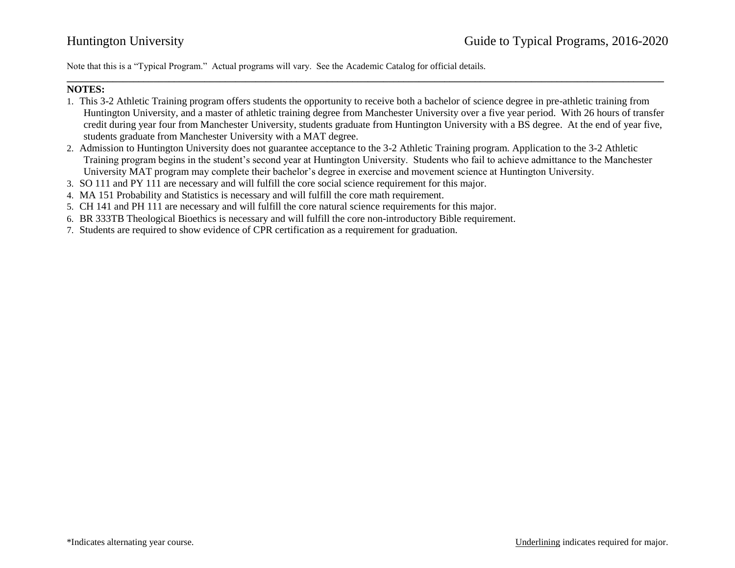Note that this is a "Typical Program." Actual programs will vary. See the Academic Catalog for official details.

**NOTES:**

1. This 3-2 Athletic Training program offers students the opportunity to receive both a bachelor of science degree in pre-athletic training from Huntington University, and a master of athletic training degree from Manchester University over a five year period. With 26 hours of transfer credit during year four from Manchester University, students graduate from Huntington University with a BS degree. At the end of year five, students graduate from Manchester University with a MAT degree.
2. Admission to Huntington University does not guarantee acceptance to the 3-2 Athletic Training program. Application to the 3-2 Athletic Training program begins in the student's second year at Huntington University. Students who fail to achieve admittance to the Manchester University MAT program may complete their bachelor's degree in exercise and movement science at Huntington University.
3. SO 111 and PY 111 are necessary and will fulfill the core social science requirement for this major.
4. MA 151 Probability and Statistics is necessary and will fulfill the core math requirement.
5. CH 141 and PH 111 are necessary and will fulfill the core natural science requirements for this major.
6. BR 333TB Theological Bioethics is necessary and will fulfill the core non-introductory Bible requirement.
7. Students are required to show evidence of CPR certification as a requirement for graduation.

*Indicates alternating year course.

Underlining indicates required for major.